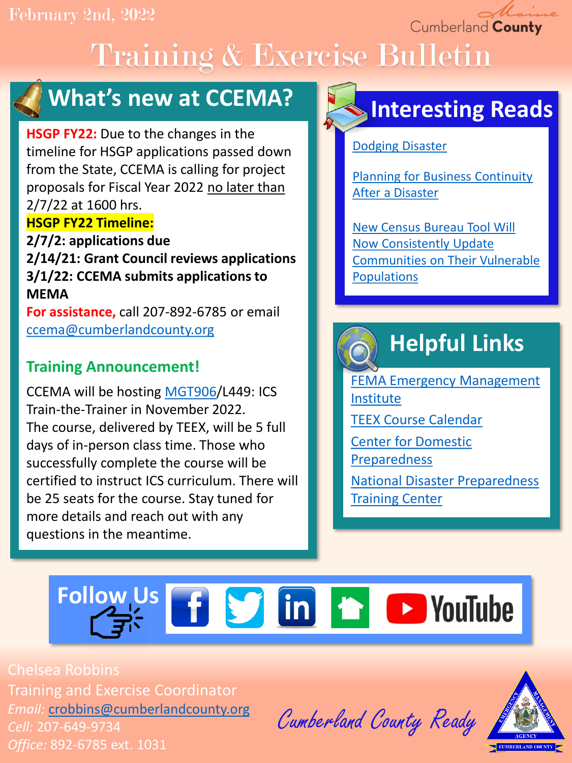February 2nd, 2022

Cumberland County

# Training & Exercise Bulletin

## What's new at CCEMA?

**HSGP FY22:** Due to the changes in the timeline for HSGP applications passed down from the State, CCEMA is calling for project proposals for Fiscal Year 2022 no later than 2/7/22 at 1600 hrs.

**HSGP FY22 Timeline:**

**2/7/2: applications due**
**2/14/21: Grant Council reviews applications**
**3/1/22: CCEMA submits applications to MEMA**

**For assistance,** call 207-892-6785 or email ccema@cumberlandcounty.org

### Training Announcement!

CCEMA will be hosting MGT906/L449: ICS Train-the-Trainer in November 2022. The course, delivered by TEEX, will be 5 full days of in-person class time. Those who successfully complete the course will be certified to instruct ICS curriculum. There will be 25 seats for the course. Stay tuned for more details and reach out with any questions in the meantime.

## Interesting Reads

- Dodging Disaster
- Planning for Business Continuity After a Disaster
- New Census Bureau Tool Will Now Consistently Update Communities on Their Vulnerable Populations

## Helpful Links

- FEMA Emergency Management Institute
- TEEX Course Calendar
- Center for Domestic Preparedness
- National Disaster Preparedness Training Center

## Follow Us

Chelsea Robbins
Training and Exercise Coordinator
*Email:* crobbins@cumberlandcounty.org
*Cell:* 207-649-9734
*Office:* 892-6785 ext. 1031

Cumberland County Ready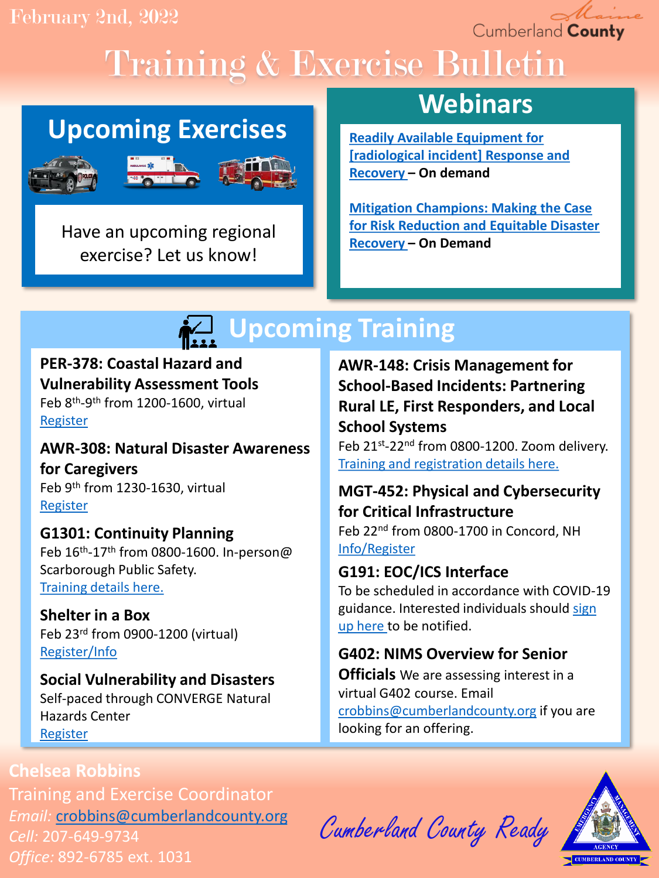February 2nd, 2022

Maine Cumberland County

# Training & Exercise Bulletin

## Upcoming Exercises

Have an upcoming regional exercise? Let us know!

## Webinars

[Readily Available Equipment for [radiological incident] Response and Recovery] – On demand

[Mitigation Champions: Making the Case for Risk Reduction and Equitable Disaster Recovery] – On Demand

## Upcoming Training

**PER-378: Coastal Hazard and Vulnerability Assessment Tools**
Feb 8th-9th from 1200-1600, virtual
Register

**AWR-308: Natural Disaster Awareness for Caregivers**
Feb 9th from 1230-1630, virtual
Register

**G1301: Continuity Planning**
Feb 16th-17th from 0800-1600. In-person@ Scarborough Public Safety.
Training details here.

**Shelter in a Box**
Feb 23rd from 0900-1200 (virtual)
Register/Info

**Social Vulnerability and Disasters**
Self-paced through CONVERGE Natural Hazards Center
Register

**AWR-148: Crisis Management for School-Based Incidents: Partnering Rural LE, First Responders, and Local School Systems**
Feb 21st-22nd from 0800-1200. Zoom delivery.
Training and registration details here.

**MGT-452: Physical and Cybersecurity for Critical Infrastructure**
Feb 22nd from 0800-1700 in Concord, NH
Info/Register

**G191: EOC/ICS Interface**
To be scheduled in accordance with COVID-19 guidance. Interested individuals should sign up here to be notified.

**G402: NIMS Overview for Senior Officials** We are assessing interest in a virtual G402 course. Email crobbins@cumberlandcounty.org if you are looking for an offering.

**Chelsea Robbins**
Training and Exercise Coordinator
*Email:* crobbins@cumberlandcounty.org
*Cell:* 207-649-9734
*Office:* 892-6785 ext. 1031

Cumberland County Ready